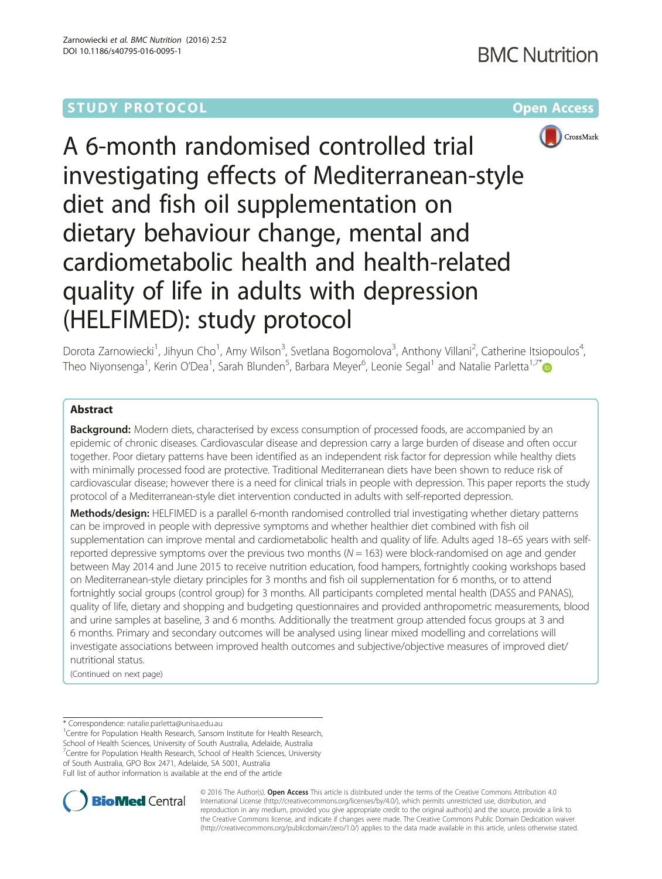STUDY PROTOCOL

Open Access

# A 6-month randomised controlled trial investigating effects of Mediterranean-style diet and fish oil supplementation on dietary behaviour change, mental and cardiometabolic health and health-related quality of life in adults with depression (HELFIMED): study protocol

Dorota Zarnowiecki[1], Jihyun Cho[1], Amy Wilson[3], Svetlana Bogomolova[3], Anthony Villani[2], Catherine Itsiopoulos[4], Theo Niyonsenga[1], Kerin O'Dea[1], Sarah Blunden[5], Barbara Meyer[6], Leonie Segal[1] and Natalie Parletta[1,7*]

## Abstract

**Background:** Modern diets, characterised by excess consumption of processed foods, are accompanied by an epidemic of chronic diseases. Cardiovascular disease and depression carry a large burden of disease and often occur together. Poor dietary patterns have been identified as an independent risk factor for depression while healthy diets with minimally processed food are protective. Traditional Mediterranean diets have been shown to reduce risk of cardiovascular disease; however there is a need for clinical trials in people with depression. This paper reports the study protocol of a Mediterranean-style diet intervention conducted in adults with self-reported depression.

**Methods/design:** HELFIMED is a parallel 6-month randomised controlled trial investigating whether dietary patterns can be improved in people with depressive symptoms and whether healthier diet combined with fish oil supplementation can improve mental and cardiometabolic health and quality of life. Adults aged 18–65 years with self-reported depressive symptoms over the previous two months ($N = 163$) were block-randomised on age and gender between May 2014 and June 2015 to receive nutrition education, food hampers, fortnightly cooking workshops based on Mediterranean-style dietary principles for 3 months and fish oil supplementation for 6 months, or to attend fortnightly social groups (control group) for 3 months. All participants completed mental health (DASS and PANAS), quality of life, dietary and shopping and budgeting questionnaires and provided anthropometric measurements, blood and urine samples at baseline, 3 and 6 months. Additionally the treatment group attended focus groups at 3 and 6 months. Primary and secondary outcomes will be analysed using linear mixed modelling and correlations will investigate associations between improved health outcomes and subjective/objective measures of improved diet/nutritional status.

(Continued on next page)

\* Correspondence: natalie.parletta@unisa.edu.au
[1]Centre for Population Health Research, Sansom Institute for Health Research, School of Health Sciences, University of South Australia, Adelaide, Australia
[7]Centre for Population Health Research, School of Health Sciences, University of South Australia, GPO Box 2471, Adelaide, SA 5001, Australia
Full list of author information is available at the end of the article

© 2016 The Author(s). **Open Access** This article is distributed under the terms of the Creative Commons Attribution 4.0 International License (http://creativecommons.org/licenses/by/4.0/), which permits unrestricted use, distribution, and reproduction in any medium, provided you give appropriate credit to the original author(s) and the source, provide a link to the Creative Commons license, and indicate if changes were made. The Creative Commons Public Domain Dedication waiver (http://creativecommons.org/publicdomain/zero/1.0/) applies to the data made available in this article, unless otherwise stated.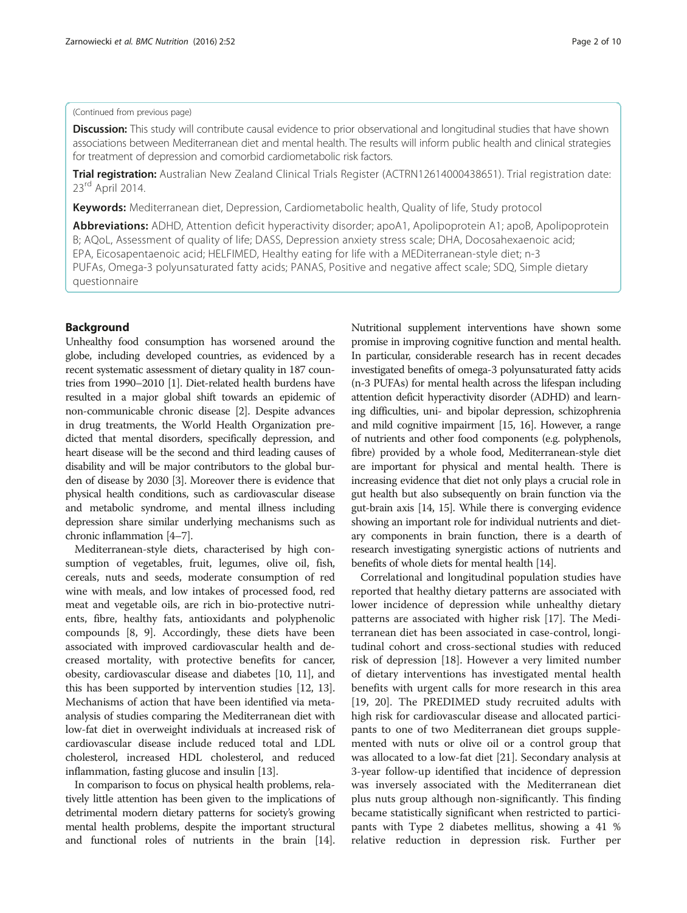(Continued from previous page)

**Discussion:** This study will contribute causal evidence to prior observational and longitudinal studies that have shown associations between Mediterranean diet and mental health. The results will inform public health and clinical strategies for treatment of depression and comorbid cardiometabolic risk factors.

**Trial registration:** Australian New Zealand Clinical Trials Register (ACTRN12614000438651). Trial registration date: 23rd April 2014.

**Keywords:** Mediterranean diet, Depression, Cardiometabolic health, Quality of life, Study protocol

**Abbreviations:** ADHD, Attention deficit hyperactivity disorder; apoA1, Apolipoprotein A1; apoB, Apolipoprotein B; AQoL, Assessment of quality of life; DASS, Depression anxiety stress scale; DHA, Docosahexaenoic acid; EPA, Eicosapentaenoic acid; HELFIMED, Healthy eating for life with a MEDiterranean-style diet; n-3 PUFAs, Omega-3 polyunsaturated fatty acids; PANAS, Positive and negative affect scale; SDQ, Simple dietary questionnaire

## Background

Unhealthy food consumption has worsened around the globe, including developed countries, as evidenced by a recent systematic assessment of dietary quality in 187 countries from 1990–2010 [1]. Diet-related health burdens have resulted in a major global shift towards an epidemic of non-communicable chronic disease [2]. Despite advances in drug treatments, the World Health Organization predicted that mental disorders, specifically depression, and heart disease will be the second and third leading causes of disability and will be major contributors to the global burden of disease by 2030 [3]. Moreover there is evidence that physical health conditions, such as cardiovascular disease and metabolic syndrome, and mental illness including depression share similar underlying mechanisms such as chronic inflammation [4–7].

Mediterranean-style diets, characterised by high consumption of vegetables, fruit, legumes, olive oil, fish, cereals, nuts and seeds, moderate consumption of red wine with meals, and low intakes of processed food, red meat and vegetable oils, are rich in bio-protective nutrients, fibre, healthy fats, antioxidants and polyphenolic compounds [8, 9]. Accordingly, these diets have been associated with improved cardiovascular health and decreased mortality, with protective benefits for cancer, obesity, cardiovascular disease and diabetes [10, 11], and this has been supported by intervention studies [12, 13]. Mechanisms of action that have been identified via meta-analysis of studies comparing the Mediterranean diet with low-fat diet in overweight individuals at increased risk of cardiovascular disease include reduced total and LDL cholesterol, increased HDL cholesterol, and reduced inflammation, fasting glucose and insulin [13].

In comparison to focus on physical health problems, relatively little attention has been given to the implications of detrimental modern dietary patterns for society's growing mental health problems, despite the important structural and functional roles of nutrients in the brain [14]. Nutritional supplement interventions have shown some promise in improving cognitive function and mental health. In particular, considerable research has in recent decades investigated benefits of omega-3 polyunsaturated fatty acids (n-3 PUFAs) for mental health across the lifespan including attention deficit hyperactivity disorder (ADHD) and learning difficulties, uni- and bipolar depression, schizophrenia and mild cognitive impairment [15, 16]. However, a range of nutrients and other food components (e.g. polyphenols, fibre) provided by a whole food, Mediterranean-style diet are important for physical and mental health. There is increasing evidence that diet not only plays a crucial role in gut health but also subsequently on brain function via the gut-brain axis [14, 15]. While there is converging evidence showing an important role for individual nutrients and dietary components in brain function, there is a dearth of research investigating synergistic actions of nutrients and benefits of whole diets for mental health [14].

Correlational and longitudinal population studies have reported that healthy dietary patterns are associated with lower incidence of depression while unhealthy dietary patterns are associated with higher risk [17]. The Mediterranean diet has been associated in case-control, longitudinal cohort and cross-sectional studies with reduced risk of depression [18]. However a very limited number of dietary interventions has investigated mental health benefits with urgent calls for more research in this area [19, 20]. The PREDIMED study recruited adults with high risk for cardiovascular disease and allocated participants to one of two Mediterranean diet groups supplemented with nuts or olive oil or a control group that was allocated to a low-fat diet [21]. Secondary analysis at 3-year follow-up identified that incidence of depression was inversely associated with the Mediterranean diet plus nuts group although non-significantly. This finding became statistically significant when restricted to participants with Type 2 diabetes mellitus, showing a 41 % relative reduction in depression risk. Further per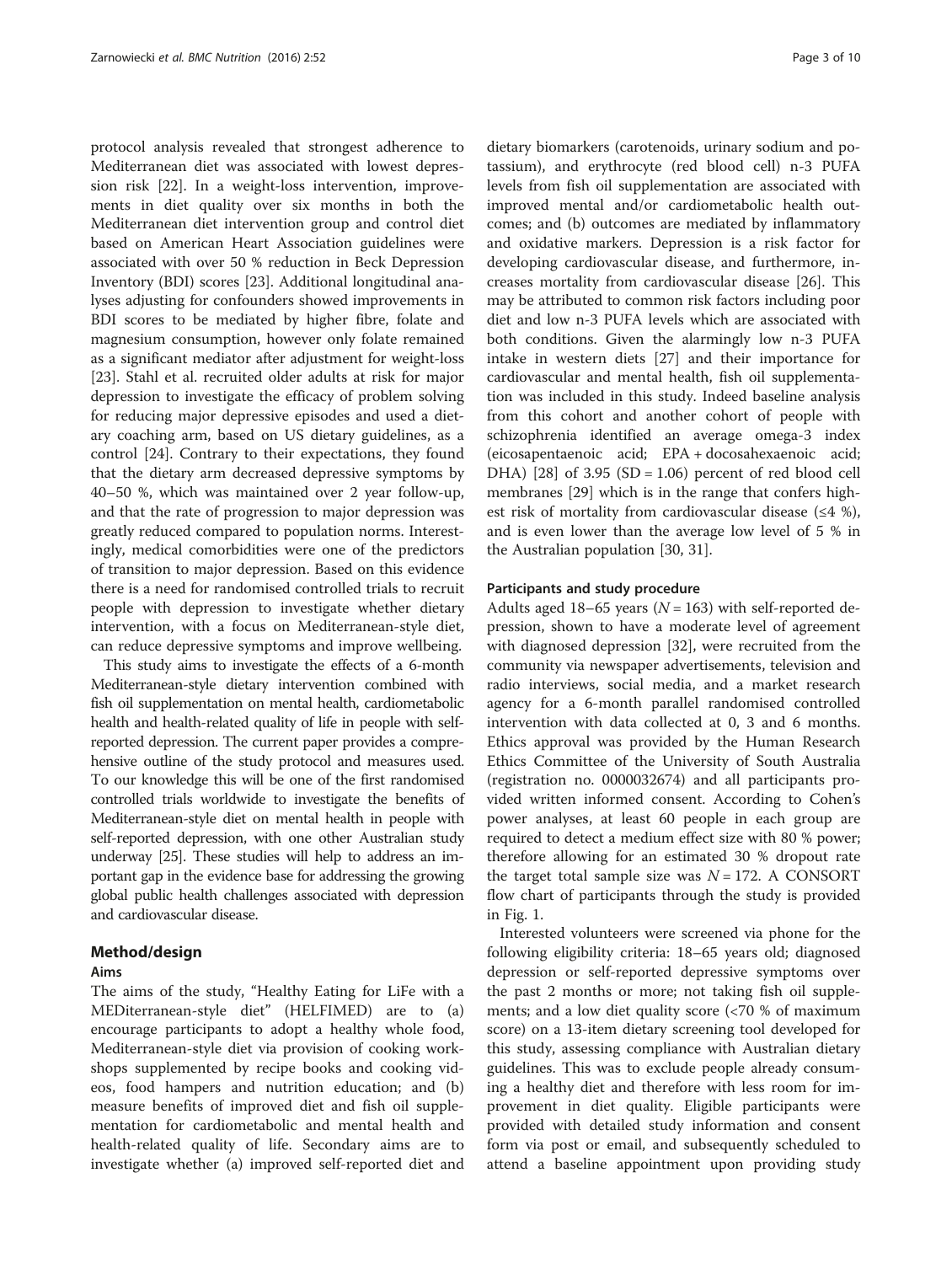protocol analysis revealed that strongest adherence to Mediterranean diet was associated with lowest depression risk [22]. In a weight-loss intervention, improvements in diet quality over six months in both the Mediterranean diet intervention group and control diet based on American Heart Association guidelines were associated with over 50 % reduction in Beck Depression Inventory (BDI) scores [23]. Additional longitudinal analyses adjusting for confounders showed improvements in BDI scores to be mediated by higher fibre, folate and magnesium consumption, however only folate remained as a significant mediator after adjustment for weight-loss [23]. Stahl et al. recruited older adults at risk for major depression to investigate the efficacy of problem solving for reducing major depressive episodes and used a dietary coaching arm, based on US dietary guidelines, as a control [24]. Contrary to their expectations, they found that the dietary arm decreased depressive symptoms by 40–50 %, which was maintained over 2 year follow-up, and that the rate of progression to major depression was greatly reduced compared to population norms. Interestingly, medical comorbidities were one of the predictors of transition to major depression. Based on this evidence there is a need for randomised controlled trials to recruit people with depression to investigate whether dietary intervention, with a focus on Mediterranean-style diet, can reduce depressive symptoms and improve wellbeing.

This study aims to investigate the effects of a 6-month Mediterranean-style dietary intervention combined with fish oil supplementation on mental health, cardiometabolic health and health-related quality of life in people with self-reported depression. The current paper provides a comprehensive outline of the study protocol and measures used. To our knowledge this will be one of the first randomised controlled trials worldwide to investigate the benefits of Mediterranean-style diet on mental health in people with self-reported depression, with one other Australian study underway [25]. These studies will help to address an important gap in the evidence base for addressing the growing global public health challenges associated with depression and cardiovascular disease.

## Method/design

### Aims

The aims of the study, "Healthy Eating for LiFe with a MEDiterranean-style diet" (HELFIMED) are to (a) encourage participants to adopt a healthy whole food, Mediterranean-style diet via provision of cooking workshops supplemented by recipe books and cooking videos, food hampers and nutrition education; and (b) measure benefits of improved diet and fish oil supplementation for cardiometabolic and mental health and health-related quality of life. Secondary aims are to investigate whether (a) improved self-reported diet and dietary biomarkers (carotenoids, urinary sodium and potassium), and erythrocyte (red blood cell) n-3 PUFA levels from fish oil supplementation are associated with improved mental and/or cardiometabolic health outcomes; and (b) outcomes are mediated by inflammatory and oxidative markers. Depression is a risk factor for developing cardiovascular disease, and furthermore, increases mortality from cardiovascular disease [26]. This may be attributed to common risk factors including poor diet and low n-3 PUFA levels which are associated with both conditions. Given the alarmingly low n-3 PUFA intake in western diets [27] and their importance for cardiovascular and mental health, fish oil supplementation was included in this study. Indeed baseline analysis from this cohort and another cohort of people with schizophrenia identified an average omega-3 index (eicosapentaenoic acid; EPA + docosahexaenoic acid; DHA) [28] of 3.95 (SD = 1.06) percent of red blood cell membranes [29] which is in the range that confers highest risk of mortality from cardiovascular disease (≤4 %), and is even lower than the average low level of 5 % in the Australian population [30, 31].

### Participants and study procedure

Adults aged 18–65 years ($N = 163$) with self-reported depression, shown to have a moderate level of agreement with diagnosed depression [32], were recruited from the community via newspaper advertisements, television and radio interviews, social media, and a market research agency for a 6-month parallel randomised controlled intervention with data collected at 0, 3 and 6 months. Ethics approval was provided by the Human Research Ethics Committee of the University of South Australia (registration no. 0000032674) and all participants provided written informed consent. According to Cohen's power analyses, at least 60 people in each group are required to detect a medium effect size with 80 % power; therefore allowing for an estimated 30 % dropout rate the target total sample size was $N = 172$. A CONSORT flow chart of participants through the study is provided in Fig. 1.

Interested volunteers were screened via phone for the following eligibility criteria: 18–65 years old; diagnosed depression or self-reported depressive symptoms over the past 2 months or more; not taking fish oil supplements; and a low diet quality score (<70 % of maximum score) on a 13-item dietary screening tool developed for this study, assessing compliance with Australian dietary guidelines. This was to exclude people already consuming a healthy diet and therefore with less room for improvement in diet quality. Eligible participants were provided with detailed study information and consent form via post or email, and subsequently scheduled to attend a baseline appointment upon providing study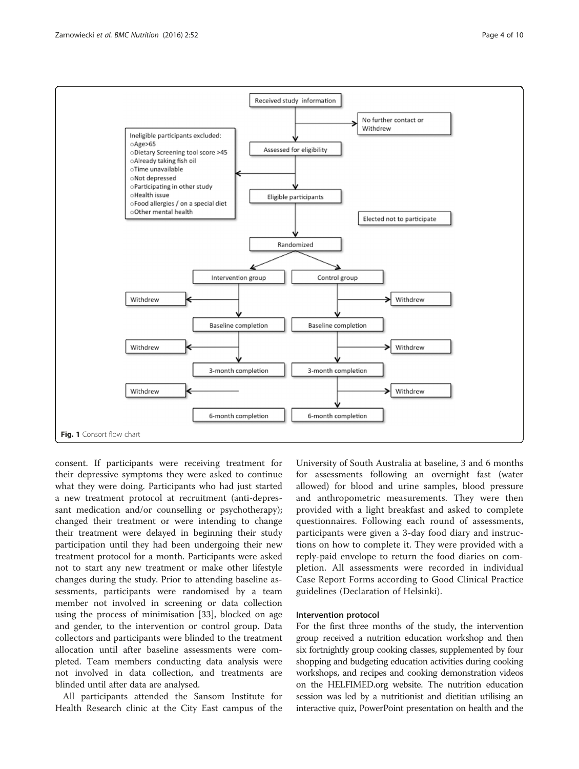**Fig. 1** Consort flow chart

consent. If participants were receiving treatment for their depressive symptoms they were asked to continue what they were doing. Participants who had just started a new treatment protocol at recruitment (anti-depressant medication and/or counselling or psychotherapy); changed their treatment or were intending to change their treatment were delayed in beginning their study participation until they had been undergoing their new treatment protocol for a month. Participants were asked not to start any new treatment or make other lifestyle changes during the study. Prior to attending baseline assessments, participants were randomised by a team member not involved in screening or data collection using the process of minimisation [33], blocked on age and gender, to the intervention or control group. Data collectors and participants were blinded to the treatment allocation until after baseline assessments were completed. Team members conducting data analysis were not involved in data collection, and treatments are blinded until after data are analysed.

All participants attended the Sansom Institute for Health Research clinic at the City East campus of the University of South Australia at baseline, 3 and 6 months for assessments following an overnight fast (water allowed) for blood and urine samples, blood pressure and anthropometric measurements. They were then provided with a light breakfast and asked to complete questionnaires. Following each round of assessments, participants were given a 3-day food diary and instructions on how to complete it. They were provided with a reply-paid envelope to return the food diaries on completion. All assessments were recorded in individual Case Report Forms according to Good Clinical Practice guidelines (Declaration of Helsinki).

#### Intervention protocol

For the first three months of the study, the intervention group received a nutrition education workshop and then six fortnightly group cooking classes, supplemented by four shopping and budgeting education activities during cooking workshops, and recipes and cooking demonstration videos on the HELFIMED.org website. The nutrition education session was led by a nutritionist and dietitian utilising an interactive quiz, PowerPoint presentation on health and the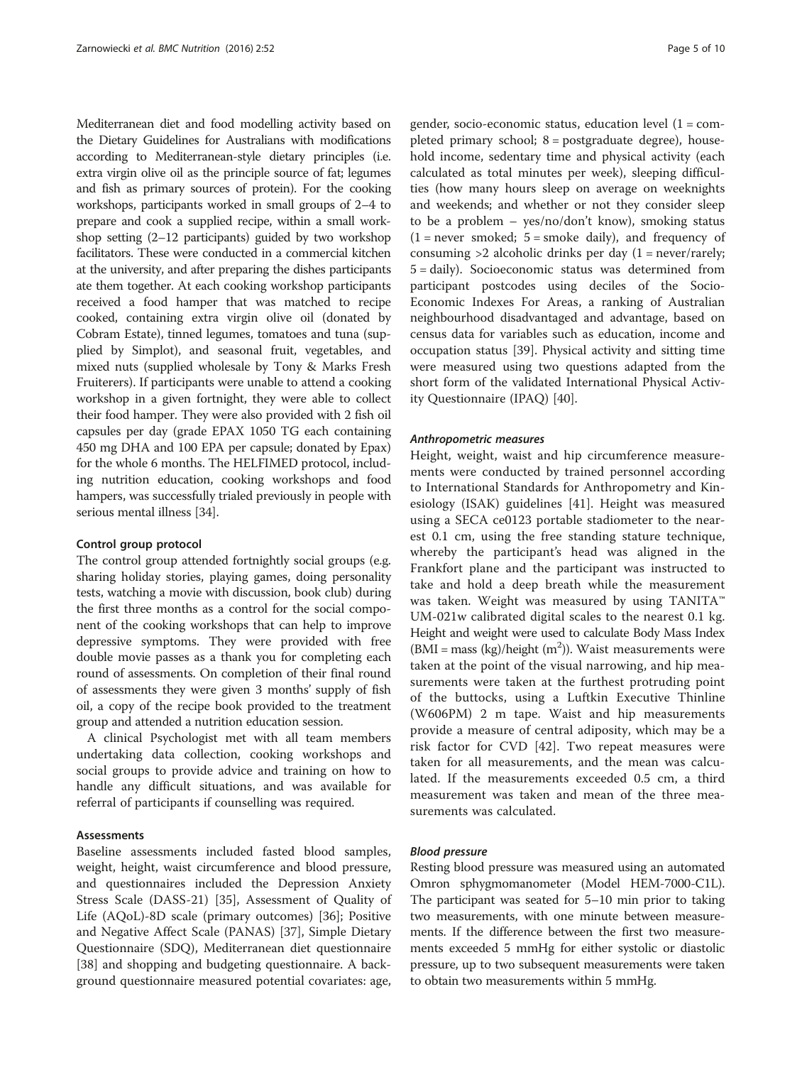Mediterranean diet and food modelling activity based on the Dietary Guidelines for Australians with modifications according to Mediterranean-style dietary principles (i.e. extra virgin olive oil as the principle source of fat; legumes and fish as primary sources of protein). For the cooking workshops, participants worked in small groups of 2–4 to prepare and cook a supplied recipe, within a small workshop setting (2–12 participants) guided by two workshop facilitators. These were conducted in a commercial kitchen at the university, and after preparing the dishes participants ate them together. At each cooking workshop participants received a food hamper that was matched to the recipe cooked, containing extra virgin olive oil (donated by Cobram Estate), tinned legumes, tomatoes and tuna (supplied by Simplot), and seasonal fruit, vegetables, and mixed nuts (supplied wholesale by Tony & Marks Fresh Fruiterers). If participants were unable to attend a cooking workshop in a given fortnight, they were able to collect their food hamper. They were also provided with 2 fish oil capsules per day (grade EPAX 1050 TG each containing 450 mg DHA and 100 EPA per capsule; donated by Epax) for the whole 6 months. The HELFIMED protocol, including nutrition education, cooking workshops and food hampers, was successfully trialed previously in people with serious mental illness [34].

#### Control group protocol

The control group attended fortnightly social groups (e.g. sharing holiday stories, playing games, doing personality tests, watching a movie with discussion, book club) during the first three months as a control for the social component of the cooking workshops that can help to improve depressive symptoms. They were provided with free double movie passes as a thank you for completing each round of assessments. On completion of their final round of assessments they were given 3 months' supply of fish oil, a copy of the recipe book provided to the treatment group and attended a nutrition education session.

A clinical Psychologist met with all team members undertaking data collection, cooking workshops and social groups to provide advice and training on how to handle any difficult situations, and was available for referral of participants if counselling was required.

### Assessments

Baseline assessments included fasted blood samples, weight, height, waist circumference and blood pressure, and questionnaires included the Depression Anxiety Stress Scale (DASS-21) [35], Assessment of Quality of Life (AQoL)-8D scale (primary outcomes) [36]; Positive and Negative Affect Scale (PANAS) [37], Simple Dietary Questionnaire (SDQ), Mediterranean diet questionnaire [38] and shopping and budgeting questionnaire. A background questionnaire measured potential covariates: age, gender, socio-economic status, education level (1 = completed primary school; 8 = postgraduate degree), household income, sedentary time and physical activity (each calculated as total minutes per week), sleeping difficulties (how many hours sleep on average on weeknights and weekends; and whether or not they consider sleep to be a problem – yes/no/don't know), smoking status (1 = never smoked; 5 = smoke daily), and frequency of consuming >2 alcoholic drinks per day (1 = never/rarely; 5 = daily). Socioeconomic status was determined from participant postcodes using deciles of the Socio-Economic Indexes For Areas, a ranking of Australian neighbourhood disadvantaged and advantage, based on census data for variables such as education, income and occupation status [39]. Physical activity and sitting time were measured using two questions adapted from the short form of the validated International Physical Activity Questionnaire (IPAQ) [40].

#### *Anthropometric measures*

Height, weight, waist and hip circumference measurements were conducted by trained personnel according to International Standards for Anthropometry and Kinesiology (ISAK) guidelines [41]. Height was measured using a SECA ce0123 portable stadiometer to the nearest 0.1 cm, using the free standing stature technique, whereby the participant's head was aligned in the Frankfort plane and the participant was instructed to take and hold a deep breath while the measurement was taken. Weight was measured by using TANITA™ UM-021w calibrated digital scales to the nearest 0.1 kg. Height and weight were used to calculate Body Mass Index (BMI = mass (kg)/height ($m^2$)). Waist measurements were taken at the point of the visual narrowing, and hip measurements were taken at the furthest protruding point of the buttocks, using a Luftkin Executive Thinline (W606PM) 2 m tape. Waist and hip measurements provide a measure of central adiposity, which may be a risk factor for CVD [42]. Two repeat measures were taken for all measurements, and the mean was calculated. If the measurements exceeded 0.5 cm, a third measurement was taken and mean of the three measurements was calculated.

#### *Blood pressure*

Resting blood pressure was measured using an automated Omron sphygmomanometer (Model HEM-7000-C1L). The participant was seated for 5–10 min prior to taking two measurements, with one minute between measurements. If the difference between the first two measurements exceeded 5 mmHg for either systolic or diastolic pressure, up to two subsequent measurements were taken to obtain two measurements within 5 mmHg.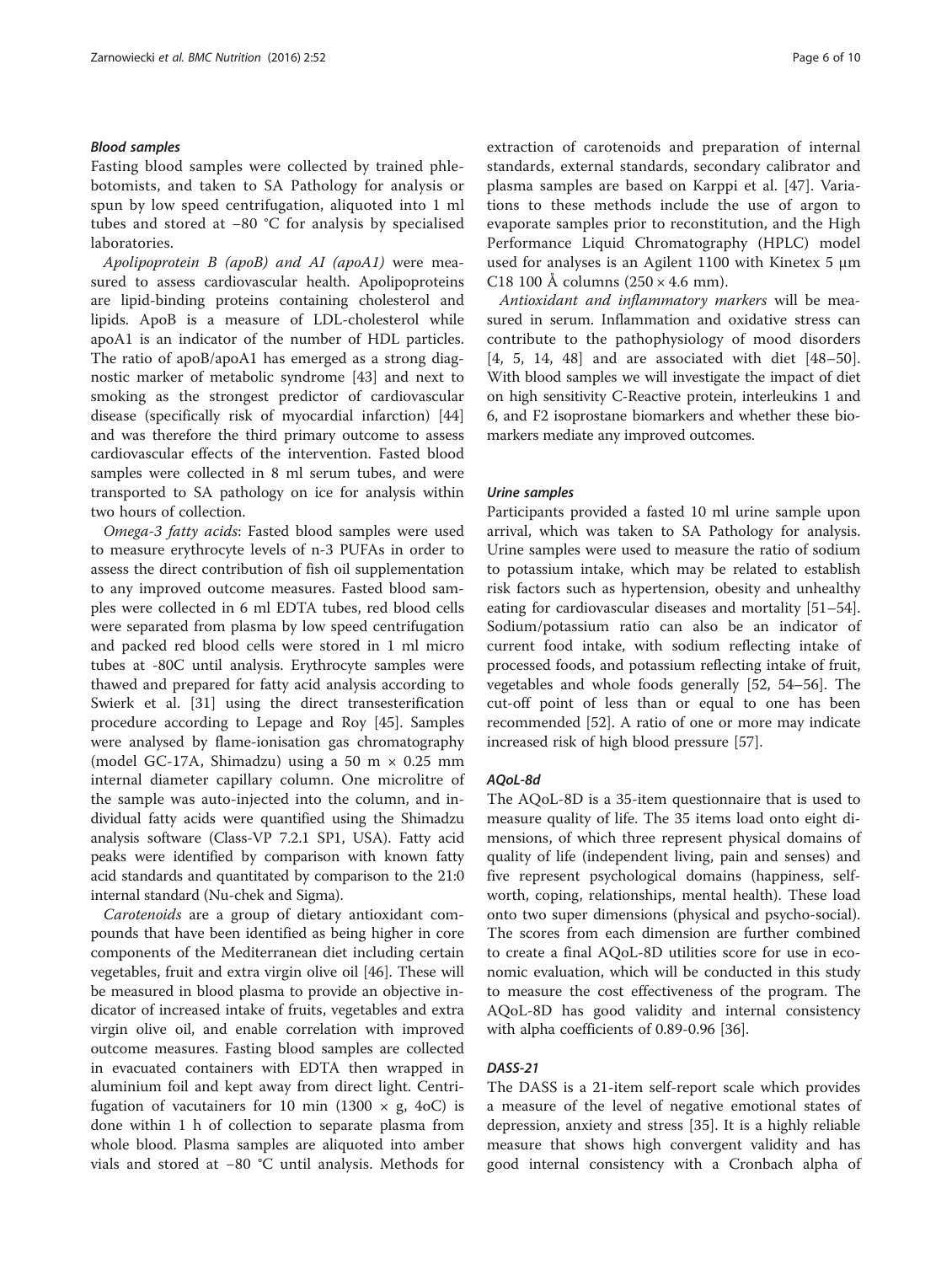#### *Blood samples*

Fasting blood samples were collected by trained phlebotomists, and taken to SA Pathology for analysis or spun by low speed centrifugation, aliquoted into 1 ml tubes and stored at −80 °C for analysis by specialised laboratories.

*Apolipoprotein B (apoB) and AI (apoA1)* were measured to assess cardiovascular health. Apolipoproteins are lipid-binding proteins containing cholesterol and lipids. ApoB is a measure of LDL-cholesterol while apoA1 is an indicator of the number of HDL particles. The ratio of apoB/apoA1 has emerged as a strong diagnostic marker of metabolic syndrome [43] and next to smoking as the strongest predictor of cardiovascular disease (specifically risk of myocardial infarction) [44] and was therefore the third primary outcome to assess cardiovascular effects of the intervention. Fasted blood samples were collected in 8 ml serum tubes, and were transported to SA pathology on ice for analysis within two hours of collection.

*Omega-3 fatty acids*: Fasted blood samples were used to measure erythrocyte levels of n-3 PUFAs in order to assess the direct contribution of fish oil supplementation to any improved outcome measures. Fasted blood samples were collected in 6 ml EDTA tubes, red blood cells were separated from plasma by low speed centrifugation and packed red blood cells were stored in 1 ml micro tubes at -80C until analysis. Erythrocyte samples were thawed and prepared for fatty acid analysis according to Swierk et al. [31] using the direct transesterification procedure according to Lepage and Roy [45]. Samples were analysed by flame-ionisation gas chromatography (model GC-17A, Shimadzu) using a 50 m × 0.25 mm internal diameter capillary column. One microlitre of the sample was auto-injected into the column, and individual fatty acids were quantified using the Shimadzu analysis software (Class-VP 7.2.1 SP1, USA). Fatty acid peaks were identified by comparison with known fatty acid standards and quantitated by comparison to the 21:0 internal standard (Nu-chek and Sigma).

*Carotenoids* are a group of dietary antioxidant compounds that have been identified as being higher in core components of the Mediterranean diet including certain vegetables, fruit and extra virgin olive oil [46]. These will be measured in blood plasma to provide an objective indicator of increased intake of fruits, vegetables and extra virgin olive oil, and enable correlation with improved outcome measures. Fasting blood samples are collected in evacuated containers with EDTA then wrapped in aluminium foil and kept away from direct light. Centrifugation of vacutainers for 10 min (1300 × g, 4oC) is done within 1 h of collection to separate plasma from whole blood. Plasma samples are aliquoted into amber vials and stored at −80 °C until analysis. Methods for extraction of carotenoids and preparation of internal standards, external standards, secondary calibrator and plasma samples are based on Karppi et al. [47]. Variations to these methods include the use of argon to evaporate samples prior to reconstitution, and the High Performance Liquid Chromatography (HPLC) model used for analyses is an Agilent 1100 with Kinetex 5 μm C18 100 Å columns (250 × 4.6 mm).

*Antioxidant and inflammatory markers* will be measured in serum. Inflammation and oxidative stress can contribute to the pathophysiology of mood disorders [4, 5, 14, 48] and are associated with diet [48–50]. With blood samples we will investigate the impact of diet on high sensitivity C-Reactive protein, interleukins 1 and 6, and F2 isoprostane biomarkers and whether these biomarkers mediate any improved outcomes.

#### *Urine samples*

Participants provided a fasted 10 ml urine sample upon arrival, which was taken to SA Pathology for analysis. Urine samples were used to measure the ratio of sodium to potassium intake, which may be related to establish risk factors such as hypertension, obesity and unhealthy eating for cardiovascular diseases and mortality [51–54]. Sodium/potassium ratio can also be an indicator of current food intake, with sodium reflecting intake of processed foods, and potassium reflecting intake of fruit, vegetables and whole foods generally [52, 54–56]. The cut-off point of less than or equal to one has been recommended [52]. A ratio of one or more may indicate increased risk of high blood pressure [57].

#### *AQoL-8d*

The AQoL-8D is a 35-item questionnaire that is used to measure quality of life. The 35 items load onto eight dimensions, of which three represent physical domains of quality of life (independent living, pain and senses) and five represent psychological domains (happiness, self-worth, coping, relationships, mental health). These load onto two super dimensions (physical and psycho-social). The scores from each dimension are further combined to create a final AQoL-8D utilities score for use in economic evaluation, which will be conducted in this study to measure the cost effectiveness of the program. The AQoL-8D has good validity and internal consistency with alpha coefficients of 0.89-0.96 [36].

#### *DASS-21*

The DASS is a 21-item self-report scale which provides a measure of the level of negative emotional states of depression, anxiety and stress [35]. It is a highly reliable measure that shows high convergent validity and has good internal consistency with a Cronbach alpha of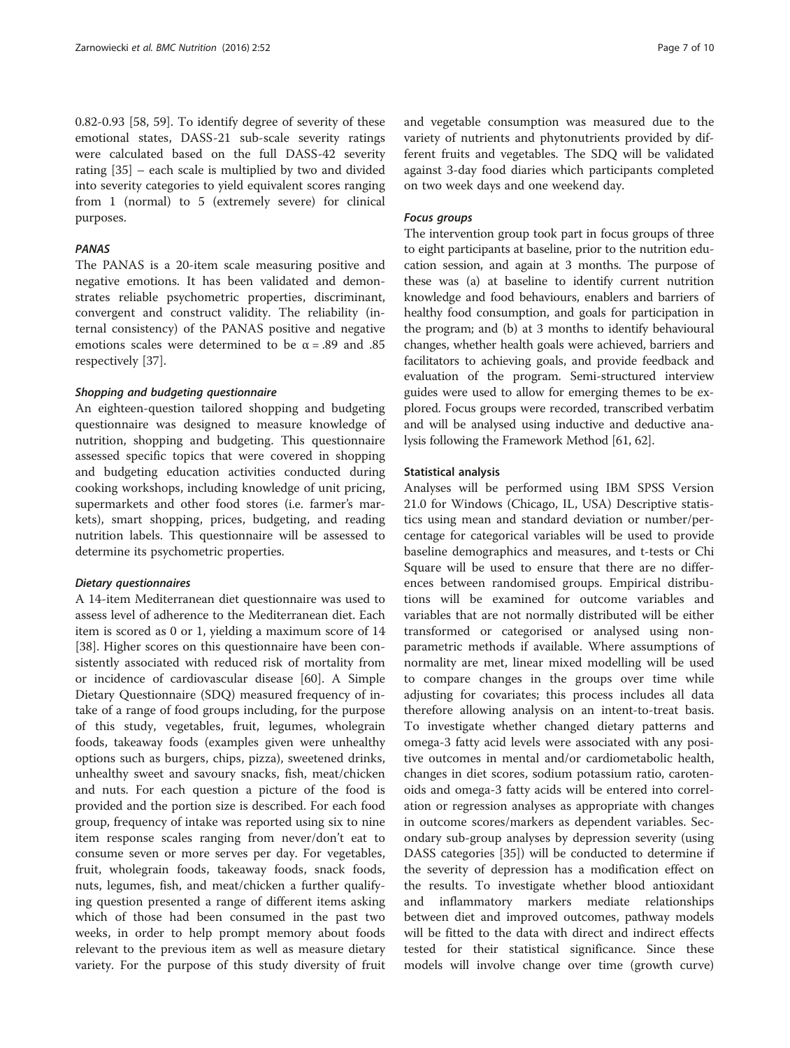0.82-0.93 [58, 59]. To identify degree of severity of these emotional states, DASS-21 sub-scale severity ratings were calculated based on the full DASS-42 severity rating [35] – each scale is multiplied by two and divided into severity categories to yield equivalent scores ranging from 1 (normal) to 5 (extremely severe) for clinical purposes.

#### PANAS

The PANAS is a 20-item scale measuring positive and negative emotions. It has been validated and demonstrates reliable psychometric properties, discriminant, convergent and construct validity. The reliability (internal consistency) of the PANAS positive and negative emotions scales were determined to be $\alpha = .89$ and .85 respectively [37].

#### Shopping and budgeting questionnaire

An eighteen-question tailored shopping and budgeting questionnaire was designed to measure knowledge of nutrition, shopping and budgeting. This questionnaire assessed specific topics that were covered in shopping and budgeting education activities conducted during cooking workshops, including knowledge of unit pricing, supermarkets and other food stores (i.e. farmer's markets), smart shopping, prices, budgeting, and reading nutrition labels. This questionnaire will be assessed to determine its psychometric properties.

#### Dietary questionnaires

A 14-item Mediterranean diet questionnaire was used to assess level of adherence to the Mediterranean diet. Each item is scored as 0 or 1, yielding a maximum score of 14 [38]. Higher scores on this questionnaire have been consistently associated with reduced risk of mortality from or incidence of cardiovascular disease [60]. A Simple Dietary Questionnaire (SDQ) measured frequency of intake of a range of food groups including, for the purpose of this study, vegetables, fruit, legumes, wholegrain foods, takeaway foods (examples given were unhealthy options such as burgers, chips, pizza), sweetened drinks, unhealthy sweet and savoury snacks, fish, meat/chicken and nuts. For each question a picture of the food is provided and the portion size is described. For each food group, frequency of intake was reported using six to nine item response scales ranging from never/don't eat to consume seven or more serves per day. For vegetables, fruit, wholegrain foods, takeaway foods, snack foods, nuts, legumes, fish, and meat/chicken a further qualifying question presented a range of different items asking which of those had been consumed in the past two weeks, in order to help prompt memory about foods relevant to the previous item as well as measure dietary variety. For the purpose of this study diversity of fruit and vegetable consumption was measured due to the variety of nutrients and phytonutrients provided by different fruits and vegetables. The SDQ will be validated against 3-day food diaries which participants completed on two week days and one weekend day.

#### Focus groups

The intervention group took part in focus groups of three to eight participants at baseline, prior to the nutrition education session, and again at 3 months. The purpose of these was (a) at baseline to identify current nutrition knowledge and food behaviours, enablers and barriers of healthy food consumption, and goals for participation in the program; and (b) at 3 months to identify behavioural changes, whether health goals were achieved, barriers and facilitators to achieving goals, and provide feedback and evaluation of the program. Semi-structured interview guides were used to allow for emerging themes to be explored. Focus groups were recorded, transcribed verbatim and will be analysed using inductive and deductive analysis following the Framework Method [61, 62].

### Statistical analysis

Analyses will be performed using IBM SPSS Version 21.0 for Windows (Chicago, IL, USA) Descriptive statistics using mean and standard deviation or number/percentage for categorical variables will be used to provide baseline demographics and measures, and t-tests or Chi Square will be used to ensure that there are no differences between randomised groups. Empirical distributions will be examined for outcome variables and variables that are not normally distributed will be either transformed or categorised or analysed using nonparametric methods if available. Where assumptions of normality are met, linear mixed modelling will be used to compare changes in the groups over time while adjusting for covariates; this process includes all data therefore allowing analysis on an intent-to-treat basis. To investigate whether changed dietary patterns and omega-3 fatty acid levels were associated with any positive outcomes in mental and/or cardiometabolic health, changes in diet scores, sodium potassium ratio, carotenoids and omega-3 fatty acids will be entered into correlation or regression analyses as appropriate with changes in outcome scores/markers as dependent variables. Secondary sub-group analyses by depression severity (using DASS categories [35]) will be conducted to determine if the severity of depression has a modification effect on the results. To investigate whether blood antioxidant and inflammatory markers mediate relationships between diet and improved outcomes, pathway models will be fitted to the data with direct and indirect effects tested for their statistical significance. Since these models will involve change over time (growth curve)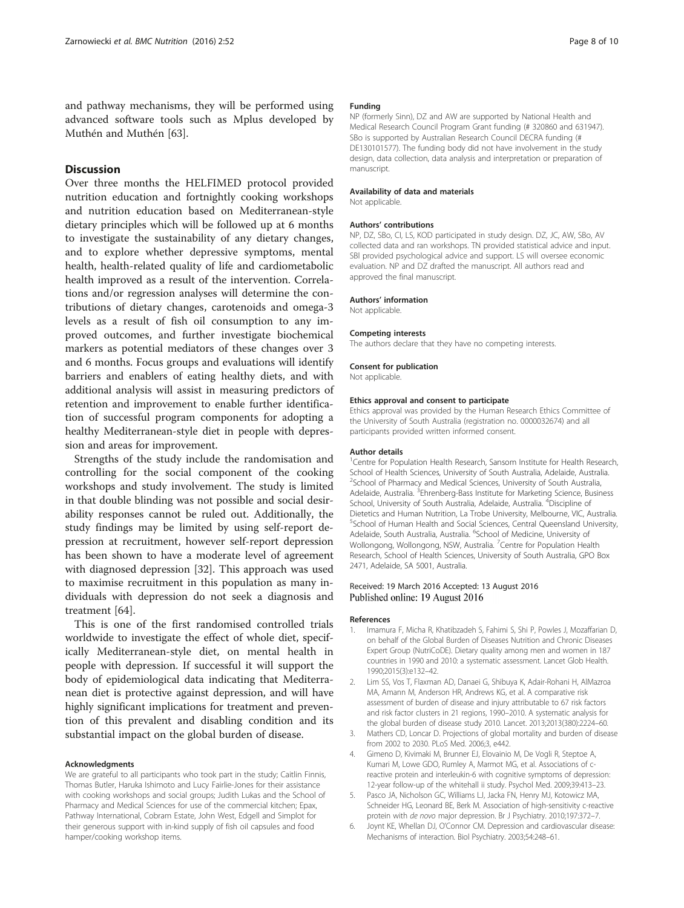and pathway mechanisms, they will be performed using advanced software tools such as Mplus developed by Muthén and Muthén [63].

## Discussion

Over three months the HELFIMED protocol provided nutrition education and fortnightly cooking workshops and nutrition education based on Mediterranean-style dietary principles which will be followed up at 6 months to investigate the sustainability of any dietary changes, and to explore whether depressive symptoms, mental health, health-related quality of life and cardiometabolic health improved as a result of the intervention. Correlations and/or regression analyses will determine the contributions of dietary changes, carotenoids and omega-3 levels as a result of fish oil consumption to any improved outcomes, and further investigate biochemical markers as potential mediators of these changes over 3 and 6 months. Focus groups and evaluations will identify barriers and enablers of eating healthy diets, and with additional analysis will assist in measuring predictors of retention and improvement to enable further identification of successful program components for adopting a healthy Mediterranean-style diet in people with depression and areas for improvement.

Strengths of the study include the randomisation and controlling for the social component of the cooking workshops and study involvement. The study is limited in that double blinding was not possible and social desirability responses cannot be ruled out. Additionally, the study findings may be limited by using self-report depression at recruitment, however self-report depression has been shown to have a moderate level of agreement with diagnosed depression [32]. This approach was used to maximise recruitment in this population as many individuals with depression do not seek a diagnosis and treatment [64].

This is one of the first randomised controlled trials worldwide to investigate the effect of whole diet, specifically Mediterranean-style diet, on mental health in people with depression. If successful it will support the body of epidemiological data indicating that Mediterranean diet is protective against depression, and will have highly significant implications for treatment and prevention of this prevalent and disabling condition and its substantial impact on the global burden of disease.

#### Acknowledgments

We are grateful to all participants who took part in the study; Caitlin Finnis, Thomas Butler, Haruka Ishimoto and Lucy Fairlie-Jones for their assistance with cooking workshops and social groups; Judith Lukas and the School of Pharmacy and Medical Sciences for use of the commercial kitchen; Epax, Pathway International, Cobram Estate, John West, Edgell and Simplot for their generous support with in-kind supply of fish oil capsules and food hamper/cooking workshop items.

#### Funding

NP (formerly Sinn), DZ and AW are supported by National Health and Medical Research Council Program Grant funding (# 320860 and 631947). SBo is supported by Australian Research Council DECRA funding (# DE130101577). The funding body did not have involvement in the study design, data collection, data analysis and interpretation or preparation of manuscript.

#### Availability of data and materials

Not applicable.

#### Authors' contributions

NP, DZ, SBo, CI, LS, KOD participated in study design. DZ, JC, AW, SBo, AV collected data and ran workshops. TN provided statistical advice and input. SBI provided psychological advice and support. LS will oversee economic evaluation. NP and DZ drafted the manuscript. All authors read and approved the final manuscript.

#### Authors' information

Not applicable.

#### Competing interests

The authors declare that they have no competing interests.

#### Consent for publication

Not applicable.

#### Ethics approval and consent to participate

Ethics approval was provided by the Human Research Ethics Committee of the University of South Australia (registration no. 0000032674) and all participants provided written informed consent.

#### Author details

[1]Centre for Population Health Research, Sansom Institute for Health Research, School of Health Sciences, University of South Australia, Adelaide, Australia. [2]School of Pharmacy and Medical Sciences, University of South Australia, Adelaide, Australia. [3]Ehrenberg-Bass Institute for Marketing Science, Business School, University of South Australia, Adelaide, Australia. [4]Discipline of Dietetics and Human Nutrition, La Trobe University, Melbourne, VIC, Australia. [5]School of Human Health and Social Sciences, Central Queensland University, Adelaide, South Australia, Australia. [6]School of Medicine, University of Wollongong, Wollongong, NSW, Australia. [7]Centre for Population Health Research, School of Health Sciences, University of South Australia, GPO Box 2471, Adelaide, SA 5001, Australia.

Received: 19 March 2016 Accepted: 13 August 2016
Published online: 19 August 2016

#### References

1. Imamura F, Micha R, Khatibzadeh S, Fahimi S, Shi P, Powles J, Mozaffarian D, on behalf of the Global Burden of Diseases Nutrition and Chronic Diseases Expert Group (NutriCoDE). Dietary quality among men and women in 187 countries in 1990 and 2010: a systematic assessment. Lancet Glob Health. 1990;2015(3):e132–42.
2. Lim SS, Vos T, Flaxman AD, Danaei G, Shibuya K, Adair-Rohani H, AlMazroa MA, Amann M, Anderson HR, Andrews KG, et al. A comparative risk assessment of burden of disease and injury attributable to 67 risk factors and risk factor clusters in 21 regions, 1990–2010. A systematic analysis for the global burden of disease study 2010. Lancet. 2013;2013(380):2224–60.
3. Mathers CD, Loncar D. Projections of global mortality and burden of disease from 2002 to 2030. PLoS Med. 2006;3, e442.
4. Gimeno D, Kivimaki M, Brunner EJ, Elovainio M, De Vogli R, Steptoe A, Kumari M, Lowe GDO, Rumley A, Marmot MG, et al. Associations of c-reactive protein and interleukin-6 with cognitive symptoms of depression: 12-year follow-up of the whitehall ii study. Psychol Med. 2009;39:413–23.
5. Pasco JA, Nicholson GC, Williams LJ, Jacka FN, Henry MJ, Kotowicz MA, Schneider HG, Leonard BE, Berk M. Association of high-sensitivity c-reactive protein with *de novo* major depression. Br J Psychiatry. 2010;197:372–7.
6. Joynt KE, Whellan DJ, O'Connor CM. Depression and cardiovascular disease: Mechanisms of interaction. Biol Psychiatry. 2003;54:248–61.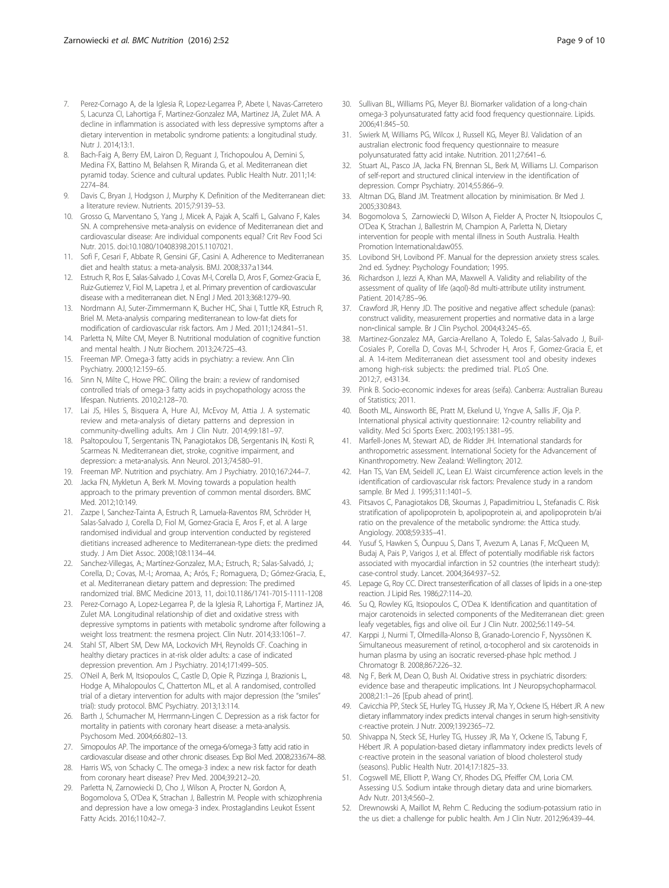7. Perez-Cornago A, de la Iglesia R, Lopez-Legarrea P, Abete I, Navas-Carretero S, Lacunza CI, Lahortiga F, Martinez-Gonzalez MA, Martinez JA, Zulet MA. A decline in inflammation is associated with less depressive symptoms after a dietary intervention in metabolic syndrome patients: a longitudinal study. Nutr J. 2014;13:1.
8. Bach-Faig A, Berry EM, Lairon D, Reguant J, Trichopoulou A, Dernini S, Medina FX, Battino M, Belahsen R, Miranda G, et al. Mediterranean diet pyramid today. Science and cultural updates. Public Health Nutr. 2011;14:2274–84.
9. Davis C, Bryan J, Hodgson J, Murphy K. Definition of the Mediterranean diet: a literature review. Nutrients. 2015;7:9139–53.
10. Grosso G, Marventano S, Yang J, Micek A, Pajak A, Scalfi L, Galvano F, Kales SN. A comprehensive meta-analysis on evidence of Mediterranean diet and cardiovascular disease: Are individual components equal? Crit Rev Food Sci Nutr. 2015. doi:10.1080/10408398.2015.1107021.
11. Sofi F, Cesari F, Abbate R, Gensini GF, Casini A. Adherence to Mediterranean diet and health status: a meta-analysis. BMJ. 2008;337:a1344.
12. Estruch R, Ros E, Salas-Salvado J, Covas M-I, Corella D, Aros F, Gomez-Gracia E, Ruiz-Gutierrez V, Fiol M, Lapetra J, et al. Primary prevention of cardiovascular disease with a mediterranean diet. N Engl J Med. 2013;368:1279–90.
13. Nordmann AJ, Suter-Zimmermann K, Bucher HC, Shai I, Tuttle KR, Estruch R, Briel M. Meta-analysis comparing mediterranean to low-fat diets for modification of cardiovascular risk factors. Am J Med. 2011;124:841–51.
14. Parletta N, Milte CM, Meyer B. Nutritional modulation of cognitive function and mental health. J Nutr Biochem. 2013;24:725–43.
15. Freeman MP. Omega-3 fatty acids in psychiatry: a review. Ann Clin Psychiatry. 2000;12:159–65.
16. Sinn N, Milte C, Howe PRC. Oiling the brain: a review of randomised controlled trials of omega-3 fatty acids in psychopathology across the lifespan. Nutrients. 2010;2:128–70.
17. Lai JS, Hiles S, Bisquera A, Hure AJ, McEvoy M, Attia J. A systematic review and meta-analysis of dietary patterns and depression in community-dwelling adults. Am J Clin Nutr. 2014;99:181–97.
18. Psaltopoulou T, Sergentanis TN, Panagiotakos DB, Sergentanis IN, Kosti R, Scarmeas N. Mediterranean diet, stroke, cognitive impairment, and depression: a meta-analysis. Ann Neurol. 2013;74:580–91.
19. Freeman MP. Nutrition and psychiatry. Am J Psychiatry. 2010;167:244–7.
20. Jacka FN, Mykletun A, Berk M. Moving towards a population health approach to the primary prevention of common mental disorders. BMC Med. 2012;10:149.
21. Zazpe I, Sanchez-Tainta A, Estruch R, Lamuela-Raventos RM, Schröder H, Salas-Salvado J, Corella D, Fiol M, Gomez-Gracia E, Aros F, et al. A large randomised individual and group intervention conducted by registered dietitians increased adherence to Mediterranean-type diets: the predimed study. J Am Diet Assoc. 2008;108:1134–44.
22. Sanchez-Villegas, A.; Martínez-Gonzalez, M.A.; Estruch, R.; Salas-Salvadó, J.; Corella, D.; Covas, M.-I.; Aromaa, A.; Arós, F.; Romaguera, D.; Gómez-Gracia, E., et al. Mediterranean dietary pattern and depression: The predimed randomized trial. BMC Medicine 2013, 11, doi:10.1186/1741-7015-1111-1208
23. Perez-Cornago A, Lopez-Legarrea P, de la Iglesia R, Lahortiga F, Martinez JA, Zulet MA. Longitudinal relationship of diet and oxidative stress with depressive symptoms in patients with metabolic syndrome after following a weight loss treatment: the resmena project. Clin Nutr. 2014;33:1061–7.
24. Stahl ST, Albert SM, Dew MA, Lockovich MH, Reynolds CF. Coaching in healthy dietary practices in at-risk older adults: a case of indicated depression prevention. Am J Psychiatry. 2014;171:499–505.
25. O'Neil A, Berk M, Itsiopoulos C, Castle D, Opie R, Pizzinga J, Brazionis L, Hodge A, Mihalopoulos C, Chatterton ML, et al. A randomised, controlled trial of a dietary intervention for adults with major depression (the "smiles" trial): study protocol. BMC Psychiatry. 2013;13:114.
26. Barth J, Schumacher M, Herrmann-Lingen C. Depression as a risk factor for mortality in patients with coronary heart disease: a meta-analysis. Psychosom Med. 2004;66:802–13.
27. Simopoulos AP. The importance of the omega-6/omega-3 fatty acid ratio in cardiovascular disease and other chronic diseases. Exp Biol Med. 2008;233:674–88.
28. Harris WS, von Schacky C. The omega-3 index: a new risk factor for death from coronary heart disease? Prev Med. 2004;39:212–20.
29. Parletta N, Zarnowiecki D, Cho J, Wilson A, Procter N, Gordon A, Bogomolova S, O'Dea K, Strachan J, Ballestrin M. People with schizophrenia and depression have a low omega-3 index. Prostaglandins Leukot Essent Fatty Acids. 2016;110:42–7.
30. Sullivan BL, Williams PG, Meyer BJ. Biomarker validation of a long-chain omega-3 polyunsaturated fatty acid food frequency questionnaire. Lipids. 2006;41:845–50.
31. Swierk M, Williams PG, Wilcox J, Russell KG, Meyer BJ. Validation of an australian electronic food frequency questionnaire to measure polyunsaturated fatty acid intake. Nutrition. 2011;27:641–6.
32. Stuart AL, Pasco JA, Jacka FN, Brennan SL, Berk M, Williams LJ. Comparison of self-report and structured clinical interview in the identification of depression. Compr Psychiatry. 2014;55:866–9.
33. Altman DG, Bland JM. Treatment allocation by minimisation. Br Med J. 2005;330:843.
34. Bogomolova S, Zarnowiecki D, Wilson A, Fielder A, Procter N, Itsiopoulos C, O'Dea K, Strachan J, Ballestrin M, Champion A, Parletta N, Dietary intervention for people with mental illness in South Australia. Health Promotion International:daw055.
35. Lovibond SH, Lovibond PF. Manual for the depression anxiety stress scales. 2nd ed. Sydney: Psychology Foundation; 1995.
36. Richardson J, Iezzi A, Khan MA, Maxwell A. Validity and reliability of the assessment of quality of life (aqol)-8d multi-attribute utility instrument. Patient. 2014;7:85–96.
37. Crawford JR, Henry JD. The positive and negative affect schedule (panas): construct validity, measurement properties and normative data in a large non-clinical sample. Br J Clin Psychol. 2004;43:245–65.
38. Martinez-Gonzalez MA, Garcia-Arellano A, Toledo E, Salas-Salvado J, Buil-Cosiales P, Corella D, Covas M-I, Schroder H, Aros F, Gomez-Gracia E, et al. A 14-item Mediterranean diet assessment tool and obesity indexes among high-risk subjects: the predimed trial. PLoS One. 2012;7, e43134.
39. Pink B. Socio-economic indexes for areas (seifa). Canberra: Australian Bureau of Statistics; 2011.
40. Booth ML, Ainsworth BE, Pratt M, Ekelund U, Yngve A, Sallis JF, Oja P. International physical activity questionnaire: 12-country reliability and validity. Med Sci Sports Exerc. 2003;195:1381–95.
41. Marfell-Jones M, Stewart AD, de Ridder JH. International standards for anthropometric assessment. International Society for the Advancement of Kinanthropometry. New Zealand: Wellington; 2012.
42. Han TS, Van EM, Seidell JC, Lean EJ. Waist circumference action levels in the identification of cardiovascular risk factors: Prevalence study in a random sample. Br Med J. 1995;311:1401–5.
43. Pitsavos C, Panagiotakos DB, Skoumas J, Papadimitriou L, Stefanadis C. Risk stratification of apolipoprotein b, apolipoprotein ai, and apolipoprotein b/ai ratio on the prevalence of the metabolic syndrome: the Attica study. Angiology. 2008;59:335–41.
44. Yusuf S, Hawken S, Ôunpuu S, Dans T, Avezum A, Lanas F, McQueen M, Budaj A, Pais P, Varigos J, et al. Effect of potentially modifiable risk factors associated with myocardial infarction in 52 countries (the interheart study): case-control study. Lancet. 2004;364:937–52.
45. Lepage G, Roy CC. Direct transesterification of all classes of lipids in a one-step reaction. J Lipid Res. 1986;27:114–20.
46. Su Q, Rowley KG, Itsiopoulos C, O'Dea K. Identification and quantitation of major carotenoids in selected components of the Mediterranean diet: green leafy vegetables, figs and olive oil. Eur J Clin Nutr. 2002;56:1149–54.
47. Karppi J, Nurmi T, Olmedilla-Alonso B, Granado-Lorencio F, Nyyssönen K. Simultaneous measurement of retinol, α-tocopherol and six carotenoids in human plasma by using an isocratic reversed-phase hplc method. J Chromatogr B. 2008;867:226–32.
48. Ng F, Berk M, Dean O, Bush AI. Oxidative stress in psychiatric disorders: evidence base and therapeutic implications. Int J Neuropsychopharmacol. 2008;21:1–26 [Epub ahead of print].
49. Cavicchia PP, Steck SE, Hurley TG, Hussey JR, Ma Y, Ockene IS, Hébert JR. A new dietary inflammatory index predicts interval changes in serum high-sensitivity c-reactive protein. J Nutr. 2009;139:2365–72.
50. Shivappa N, Steck SE, Hurley TG, Hussey JR, Ma Y, Ockene IS, Tabung F, Hébert JR. A population-based dietary inflammatory index predicts levels of c-reactive protein in the seasonal variation of blood cholesterol study (seasons). Public Health Nutr. 2014;17:1825–33.
51. Cogswell ME, Elliott P, Wang CY, Rhodes DG, Pfeiffer CM, Loria CM. Assessing U.S. Sodium intake through dietary data and urine biomarkers. Adv Nutr. 2013;4:560–2.
52. Drewnowski A, Maillot M, Rehm C. Reducing the sodium-potassium ratio in the us diet: a challenge for public health. Am J Clin Nutr. 2012;96:439–44.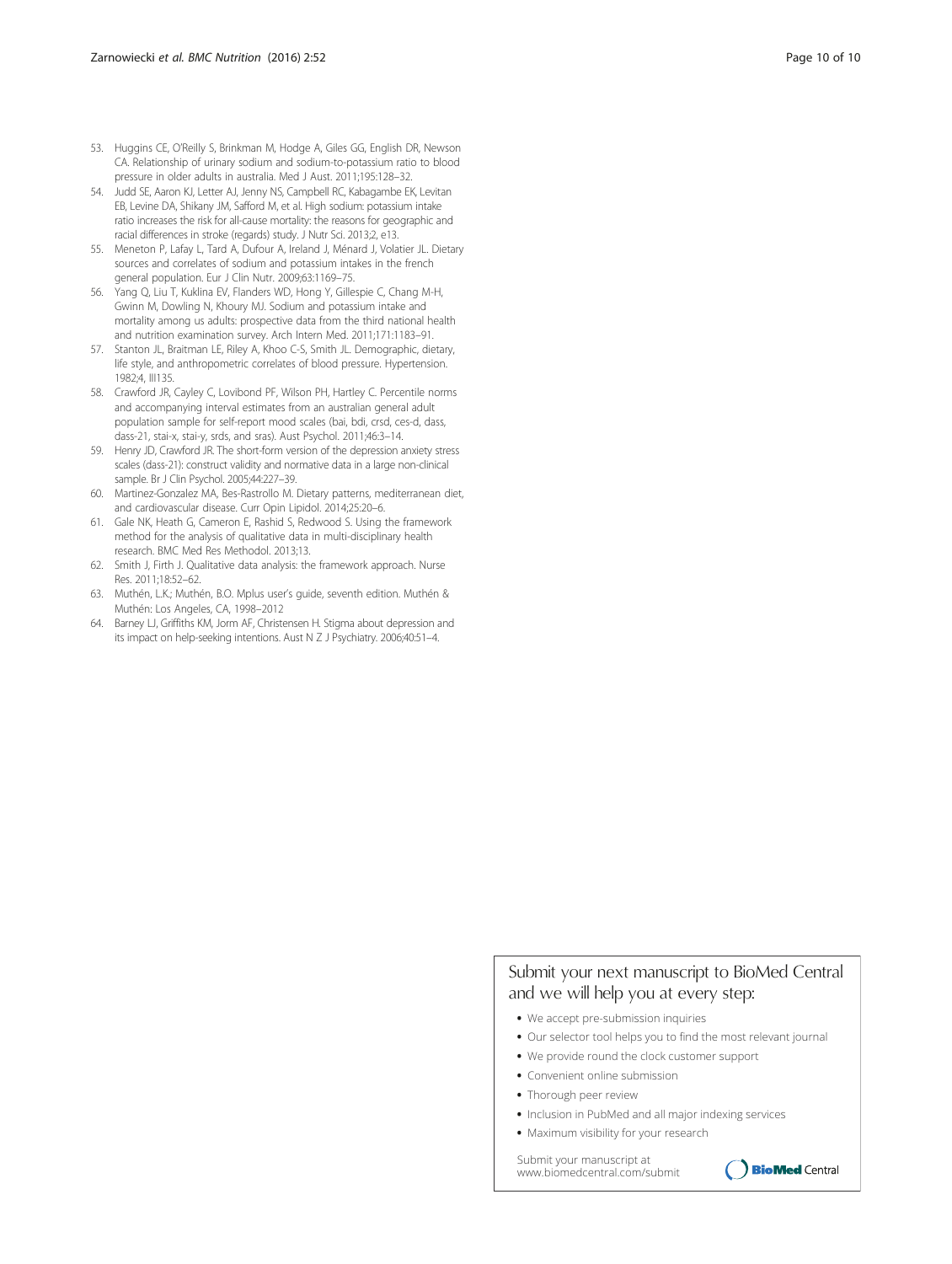53. Huggins CE, O'Reilly S, Brinkman M, Hodge A, Giles GG, English DR, Newson CA. Relationship of urinary sodium and sodium-to-potassium ratio to blood pressure in older adults in australia. Med J Aust. 2011;195:128–32.
54. Judd SE, Aaron KJ, Letter AJ, Jenny NS, Campbell RC, Kabagambe EK, Levitan EB, Levine DA, Shikany JM, Safford M, et al. High sodium: potassium intake ratio increases the risk for all-cause mortality: the reasons for geographic and racial differences in stroke (regards) study. J Nutr Sci. 2013;2, e13.
55. Meneton P, Lafay L, Tard A, Dufour A, Ireland J, Ménard J, Volatier JL. Dietary sources and correlates of sodium and potassium intakes in the french general population. Eur J Clin Nutr. 2009;63:1169–75.
56. Yang Q, Liu T, Kuklina EV, Flanders WD, Hong Y, Gillespie C, Chang M-H, Gwinn M, Dowling N, Khoury MJ. Sodium and potassium intake and mortality among us adults: prospective data from the third national health and nutrition examination survey. Arch Intern Med. 2011;171:1183–91.
57. Stanton JL, Braitman LE, Riley A, Khoo C-S, Smith JL. Demographic, dietary, life style, and anthropometric correlates of blood pressure. Hypertension. 1982;4, III135.
58. Crawford JR, Cayley C, Lovibond PF, Wilson PH, Hartley C. Percentile norms and accompanying interval estimates from an australian general adult population sample for self-report mood scales (bai, bdi, crsd, ces-d, dass, dass-21, stai-x, stai-y, srds, and sras). Aust Psychol. 2011;46:3–14.
59. Henry JD, Crawford JR. The short-form version of the depression anxiety stress scales (dass-21): construct validity and normative data in a large non-clinical sample. Br J Clin Psychol. 2005;44:227–39.
60. Martinez-Gonzalez MA, Bes-Rastrollo M. Dietary patterns, mediterranean diet, and cardiovascular disease. Curr Opin Lipidol. 2014;25:20–6.
61. Gale NK, Heath G, Cameron E, Rashid S, Redwood S. Using the framework method for the analysis of qualitative data in multi-disciplinary health research. BMC Med Res Methodol. 2013;13.
62. Smith J, Firth J. Qualitative data analysis: the framework approach. Nurse Res. 2011;18:52–62.
63. Muthén, L.K.; Muthén, B.O. Mplus user's guide, seventh edition. Muthén & Muthén: Los Angeles, CA, 1998–2012
64. Barney LJ, Griffiths KM, Jorm AF, Christensen H. Stigma about depression and its impact on help-seeking intentions. Aust N Z J Psychiatry. 2006;40:51–4.

Submit your next manuscript to BioMed Central and we will help you at every step:

- We accept pre-submission inquiries
- Our selector tool helps you to find the most relevant journal
- We provide round the clock customer support
- Convenient online submission
- Thorough peer review
- Inclusion in PubMed and all major indexing services
- Maximum visibility for your research

Submit your manuscript at www.biomedcentral.com/submit

BioMed Central